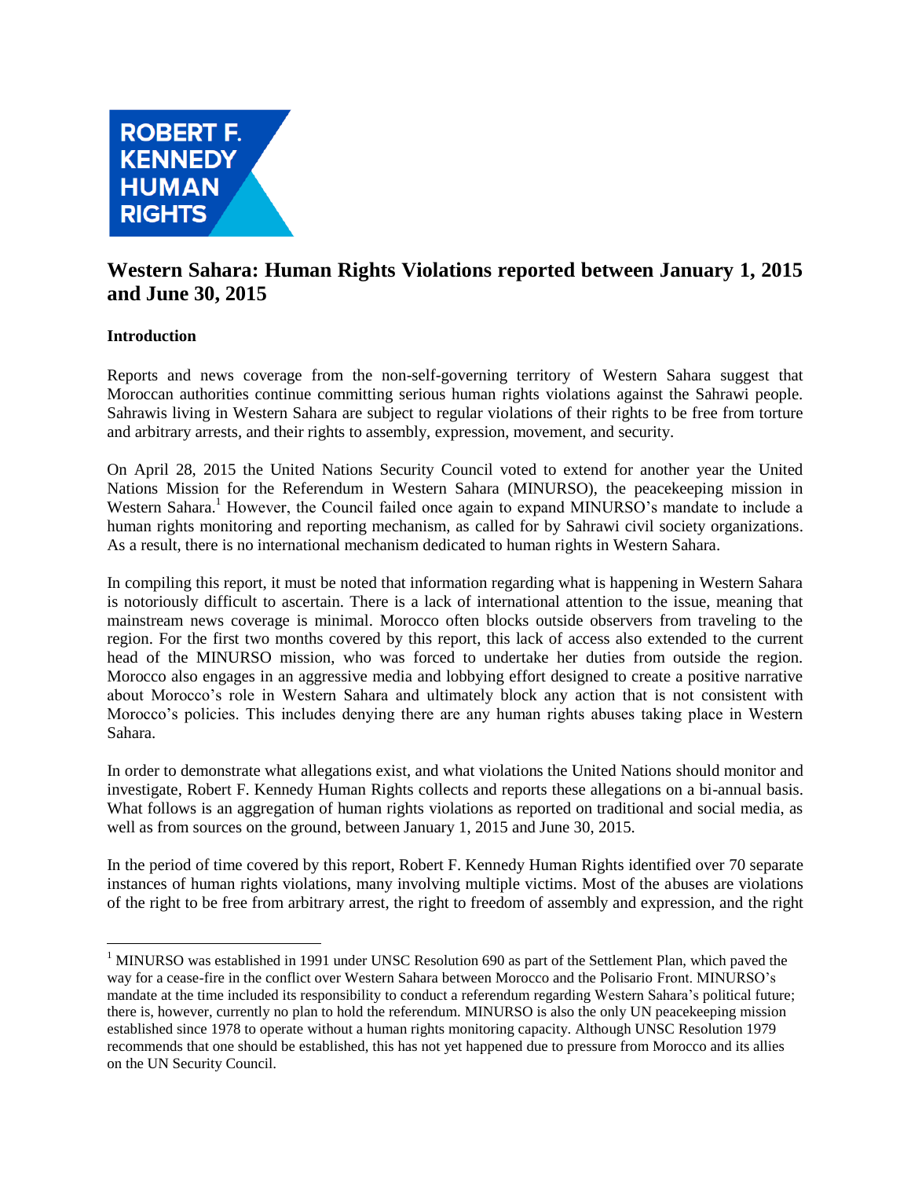ROBERT F. KENNEDY HUMAN RIGHTS

# Western Sahara: Human Rights Violations reported between January 1, 2015 and June 30, 2015

## Introduction

Reports and news coverage from the non-self-governing territory of Western Sahara suggest that Moroccan authorities continue committing serious human rights violations against the Sahrawi people. Sahrawis living in Western Sahara are subject to regular violations of their rights to be free from torture and arbitrary arrests, and their rights to assembly, expression, movement, and security.

On April 28, 2015 the United Nations Security Council voted to extend for another year the United Nations Mission for the Referendum in Western Sahara (MINURSO), the peacekeeping mission in Western Sahara.[1] However, the Council failed once again to expand MINURSO's mandate to include a human rights monitoring and reporting mechanism, as called for by Sahrawi civil society organizations. As a result, there is no international mechanism dedicated to human rights in Western Sahara.

In compiling this report, it must be noted that information regarding what is happening in Western Sahara is notoriously difficult to ascertain. There is a lack of international attention to the issue, meaning that mainstream news coverage is minimal. Morocco often blocks outside observers from traveling to the region. For the first two months covered by this report, this lack of access also extended to the current head of the MINURSO mission, who was forced to undertake her duties from outside the region. Morocco also engages in an aggressive media and lobbying effort designed to create a positive narrative about Morocco's role in Western Sahara and ultimately block any action that is not consistent with Morocco's policies. This includes denying there are any human rights abuses taking place in Western Sahara.

In order to demonstrate what allegations exist, and what violations the United Nations should monitor and investigate, Robert F. Kennedy Human Rights collects and reports these allegations on a bi-annual basis. What follows is an aggregation of human rights violations as reported on traditional and social media, as well as from sources on the ground, between January 1, 2015 and June 30, 2015.

In the period of time covered by this report, Robert F. Kennedy Human Rights identified over 70 separate instances of human rights violations, many involving multiple victims. Most of the abuses are violations of the right to be free from arbitrary arrest, the right to freedom of assembly and expression, and the right

[1] MINURSO was established in 1991 under UNSC Resolution 690 as part of the Settlement Plan, which paved the way for a cease-fire in the conflict over Western Sahara between Morocco and the Polisario Front. MINURSO's mandate at the time included its responsibility to conduct a referendum regarding Western Sahara's political future; there is, however, currently no plan to hold the referendum. MINURSO is also the only UN peacekeeping mission established since 1978 to operate without a human rights monitoring capacity. Although UNSC Resolution 1979 recommends that one should be established, this has not yet happened due to pressure from Morocco and its allies on the UN Security Council.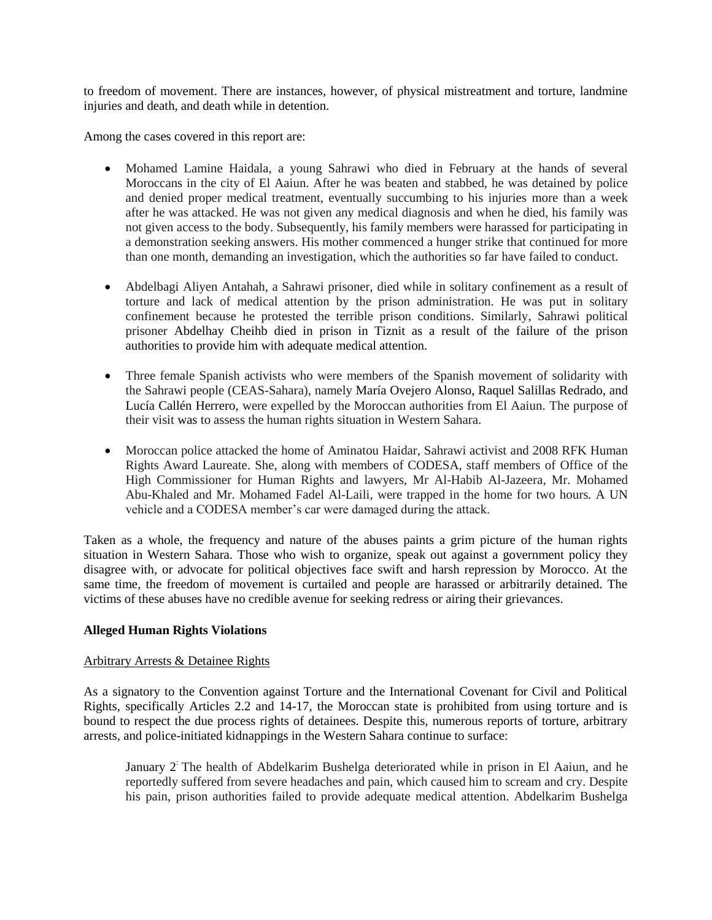to freedom of movement. There are instances, however, of physical mistreatment and torture, landmine injuries and death, and death while in detention.

Among the cases covered in this report are:

- Mohamed Lamine Haidala, a young Sahrawi who died in February at the hands of several Moroccans in the city of El Aaiun. After he was beaten and stabbed, he was detained by police and denied proper medical treatment, eventually succumbing to his injuries more than a week after he was attacked. He was not given any medical diagnosis and when he died, his family was not given access to the body. Subsequently, his family members were harassed for participating in a demonstration seeking answers. His mother commenced a hunger strike that continued for more than one month, demanding an investigation, which the authorities so far have failed to conduct.

- Abdelbagi Aliyen Antahah, a Sahrawi prisoner, died while in solitary confinement as a result of torture and lack of medical attention by the prison administration. He was put in solitary confinement because he protested the terrible prison conditions. Similarly, Sahrawi political prisoner Abdelhay Cheihb died in prison in Tiznit as a result of the failure of the prison authorities to provide him with adequate medical attention.

- Three female Spanish activists who were members of the Spanish movement of solidarity with the Sahrawi people (CEAS-Sahara), namely María Ovejero Alonso, Raquel Salillas Redrado, and Lucía Callén Herrero, were expelled by the Moroccan authorities from El Aaiun. The purpose of their visit was to assess the human rights situation in Western Sahara.

- Moroccan police attacked the home of Aminatou Haidar, Sahrawi activist and 2008 RFK Human Rights Award Laureate. She, along with members of CODESA, staff members of Office of the High Commissioner for Human Rights and lawyers, Mr Al-Habib Al-Jazeera, Mr. Mohamed Abu-Khaled and Mr. Mohamed Fadel Al-Laili, were trapped in the home for two hours. A UN vehicle and a CODESA member's car were damaged during the attack.

Taken as a whole, the frequency and nature of the abuses paints a grim picture of the human rights situation in Western Sahara. Those who wish to organize, speak out against a government policy they disagree with, or advocate for political objectives face swift and harsh repression by Morocco. At the same time, the freedom of movement is curtailed and people are harassed or arbitrarily detained. The victims of these abuses have no credible avenue for seeking redress or airing their grievances.

**Alleged Human Rights Violations**

Arbitrary Arrests & Detainee Rights

As a signatory to the Convention against Torture and the International Covenant for Civil and Political Rights, specifically Articles 2.2 and 14-17, the Moroccan state is prohibited from using torture and is bound to respect the due process rights of detainees. Despite this, numerous reports of torture, arbitrary arrests, and police-initiated kidnappings in the Western Sahara continue to surface:

> January 2: The health of Abdelkarim Bushelga deteriorated while in prison in El Aaiun, and he reportedly suffered from severe headaches and pain, which caused him to scream and cry. Despite his pain, prison authorities failed to provide adequate medical attention. Abdelkarim Bushelga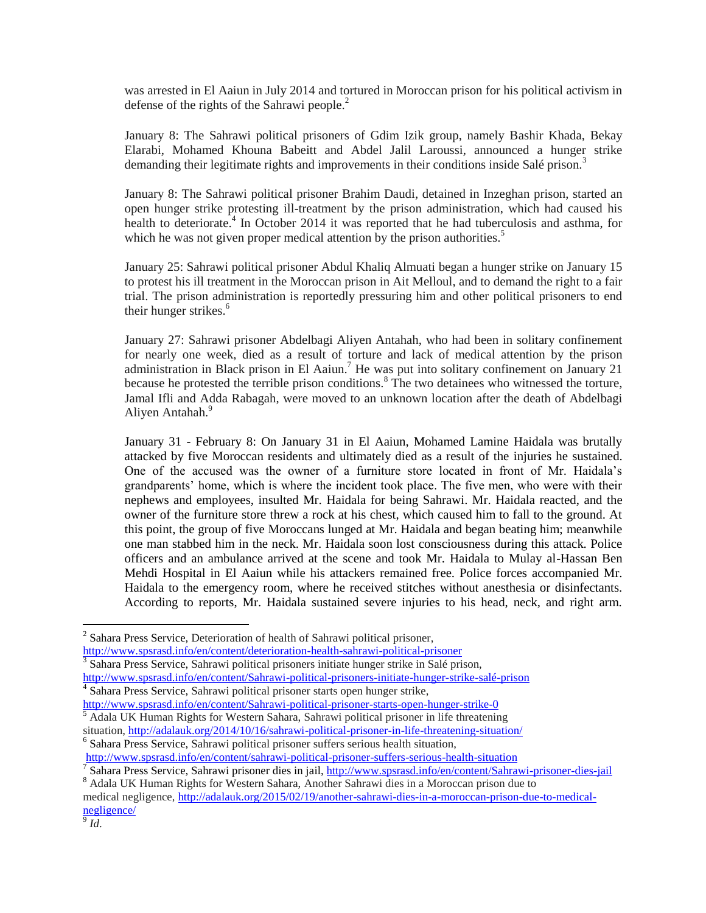was arrested in El Aaiun in July 2014 and tortured in Moroccan prison for his political activism in defense of the rights of the Sahrawi people.[2]

January 8: The Sahrawi political prisoners of Gdim Izik group, namely Bashir Khada, Bekay Elarabi, Mohamed Khouna Babeitt and Abdel Jalil Laroussi, announced a hunger strike demanding their legitimate rights and improvements in their conditions inside Salé prison.[3]

January 8: The Sahrawi political prisoner Brahim Daudi, detained in Inzeghan prison, started an open hunger strike protesting ill-treatment by the prison administration, which had caused his health to deteriorate.[4] In October 2014 it was reported that he had tuberculosis and asthma, for which he was not given proper medical attention by the prison authorities.[5]

January 25: Sahrawi political prisoner Abdul Khaliq Almuati began a hunger strike on January 15 to protest his ill treatment in the Moroccan prison in Ait Melloul, and to demand the right to a fair trial. The prison administration is reportedly pressuring him and other political prisoners to end their hunger strikes.[6]

January 27: Sahrawi prisoner Abdelbagi Aliyen Antahah, who had been in solitary confinement for nearly one week, died as a result of torture and lack of medical attention by the prison administration in Black prison in El Aaiun.[7] He was put into solitary confinement on January 21 because he protested the terrible prison conditions.[8] The two detainees who witnessed the torture, Jamal Ifli and Adda Rabagah, were moved to an unknown location after the death of Abdelbagi Aliyen Antahah.[9]

January 31 - February 8: On January 31 in El Aaiun, Mohamed Lamine Haidala was brutally attacked by five Moroccan residents and ultimately died as a result of the injuries he sustained. One of the accused was the owner of a furniture store located in front of Mr. Haidala's grandparents' home, which is where the incident took place. The five men, who were with their nephews and employees, insulted Mr. Haidala for being Sahrawi. Mr. Haidala reacted, and the owner of the furniture store threw a rock at his chest, which caused him to fall to the ground. At this point, the group of five Moroccans lunged at Mr. Haidala and began beating him; meanwhile one man stabbed him in the neck. Mr. Haidala soon lost consciousness during this attack. Police officers and an ambulance arrived at the scene and took Mr. Haidala to Mulay al-Hassan Ben Mehdi Hospital in El Aaiun while his attackers remained free. Police forces accompanied Mr. Haidala to the emergency room, where he received stitches without anesthesia or disinfectants. According to reports, Mr. Haidala sustained severe injuries to his head, neck, and right arm.

---

[2] Sahara Press Service, Deterioration of health of Sahrawi political prisoner, http://www.spsrasd.info/en/content/deterioration-health-sahrawi-political-prisoner

[3] Sahara Press Service, Sahrawi political prisoners initiate hunger strike in Salé prison, http://www.spsrasd.info/en/content/Sahrawi-political-prisoners-initiate-hunger-strike-salé-prison

[4] Sahara Press Service, Sahrawi political prisoner starts open hunger strike, http://www.spsrasd.info/en/content/Sahrawi-political-prisoner-starts-open-hunger-strike-0

[5] Adala UK Human Rights for Western Sahara, Sahrawi political prisoner in life threatening situation, http://adalauk.org/2014/10/16/sahrawi-political-prisoner-in-life-threatening-situation/

[6] Sahara Press Service, Sahrawi political prisoner suffers serious health situation, http://www.spsrasd.info/en/content/sahrawi-political-prisoner-suffers-serious-health-situation

[7] Sahara Press Service, Sahrawi prisoner dies in jail, http://www.spsrasd.info/en/content/Sahrawi-prisoner-dies-jail

[8] Adala UK Human Rights for Western Sahara, Another Sahrawi dies in a Moroccan prison due to medical negligence, http://adalauk.org/2015/02/19/another-sahrawi-dies-in-a-moroccan-prison-due-to-medical-negligence/

[9] *Id*.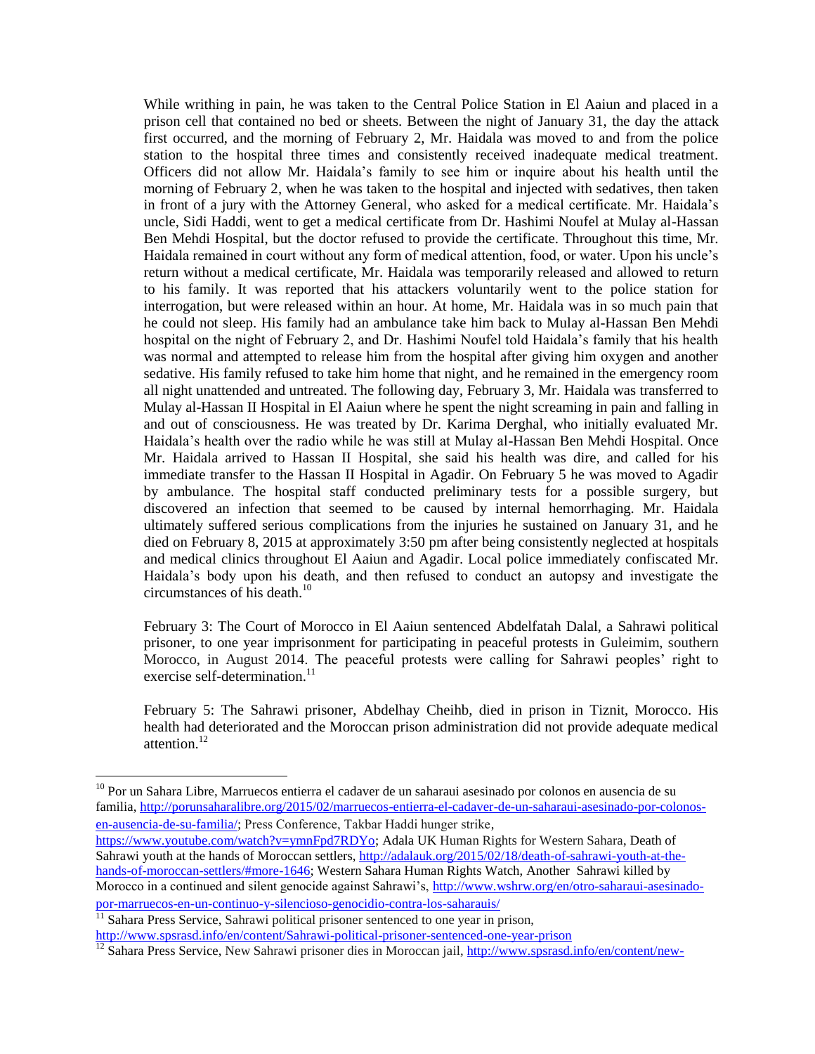While writhing in pain, he was taken to the Central Police Station in El Aaiun and placed in a prison cell that contained no bed or sheets. Between the night of January 31, the day the attack first occurred, and the morning of February 2, Mr. Haidala was moved to and from the police station to the hospital three times and consistently received inadequate medical treatment. Officers did not allow Mr. Haidala's family to see him or inquire about his health until the morning of February 2, when he was taken to the hospital and injected with sedatives, then taken in front of a jury with the Attorney General, who asked for a medical certificate. Mr. Haidala's uncle, Sidi Haddi, went to get a medical certificate from Dr. Hashimi Noufel at Mulay al-Hassan Ben Mehdi Hospital, but the doctor refused to provide the certificate. Throughout this time, Mr. Haidala remained in court without any form of medical attention, food, or water. Upon his uncle's return without a medical certificate, Mr. Haidala was temporarily released and allowed to return to his family. It was reported that his attackers voluntarily went to the police station for interrogation, but were released within an hour. At home, Mr. Haidala was in so much pain that he could not sleep. His family had an ambulance take him back to Mulay al-Hassan Ben Mehdi hospital on the night of February 2, and Dr. Hashimi Noufel told Haidala's family that his health was normal and attempted to release him from the hospital after giving him oxygen and another sedative. His family refused to take him home that night, and he remained in the emergency room all night unattended and untreated. The following day, February 3, Mr. Haidala was transferred to Mulay al-Hassan II Hospital in El Aaiun where he spent the night screaming in pain and falling in and out of consciousness. He was treated by Dr. Karima Derghal, who initially evaluated Mr. Haidala's health over the radio while he was still at Mulay al-Hassan Ben Mehdi Hospital. Once Mr. Haidala arrived to Hassan II Hospital, she said his health was dire, and called for his immediate transfer to the Hassan II Hospital in Agadir. On February 5 he was moved to Agadir by ambulance. The hospital staff conducted preliminary tests for a possible surgery, but discovered an infection that seemed to be caused by internal hemorrhaging. Mr. Haidala ultimately suffered serious complications from the injuries he sustained on January 31, and he died on February 8, 2015 at approximately 3:50 pm after being consistently neglected at hospitals and medical clinics throughout El Aaiun and Agadir. Local police immediately confiscated Mr. Haidala's body upon his death, and then refused to conduct an autopsy and investigate the circumstances of his death.[10]

February 3: The Court of Morocco in El Aaiun sentenced Abdelfatah Dalal, a Sahrawi political prisoner, to one year imprisonment for participating in peaceful protests in Guleimim, southern Morocco, in August 2014. The peaceful protests were calling for Sahrawi peoples' right to exercise self-determination.[11]

February 5: The Sahrawi prisoner, Abdelhay Cheihb, died in prison in Tiznit, Morocco. His health had deteriorated and the Moroccan prison administration did not provide adequate medical attention.[12]

---

[10] Por un Sahara Libre, Marruecos entierra el cadaver de un saharaui asesinado por colonos en ausencia de su familia, http://porunsaharalibre.org/2015/02/marruecos-entierra-el-cadaver-de-un-saharaui-asesinado-por-colonos-en-ausencia-de-su-familia/; Press Conference, Takbar Haddi hunger strike, https://www.youtube.com/watch?v=ymnFpd7RDYo; Adala UK Human Rights for Western Sahara, Death of Sahrawi youth at the hands of Moroccan settlers, http://adalauk.org/2015/02/18/death-of-sahrawi-youth-at-the-hands-of-moroccan-settlers/#more-1646; Western Sahara Human Rights Watch, Another Sahrawi killed by Morocco in a continued and silent genocide against Sahrawi's, http://www.wshrw.org/en/otro-saharaui-asesinado-por-marruecos-en-un-continuo-y-silencioso-genocidio-contra-los-saharauis/

[11] Sahara Press Service, Sahrawi political prisoner sentenced to one year in prison, http://www.spsrasd.info/en/content/Sahrawi-political-prisoner-sentenced-one-year-prison

[12] Sahara Press Service, New Sahrawi prisoner dies in Moroccan jail, http://www.spsrasd.info/en/content/new-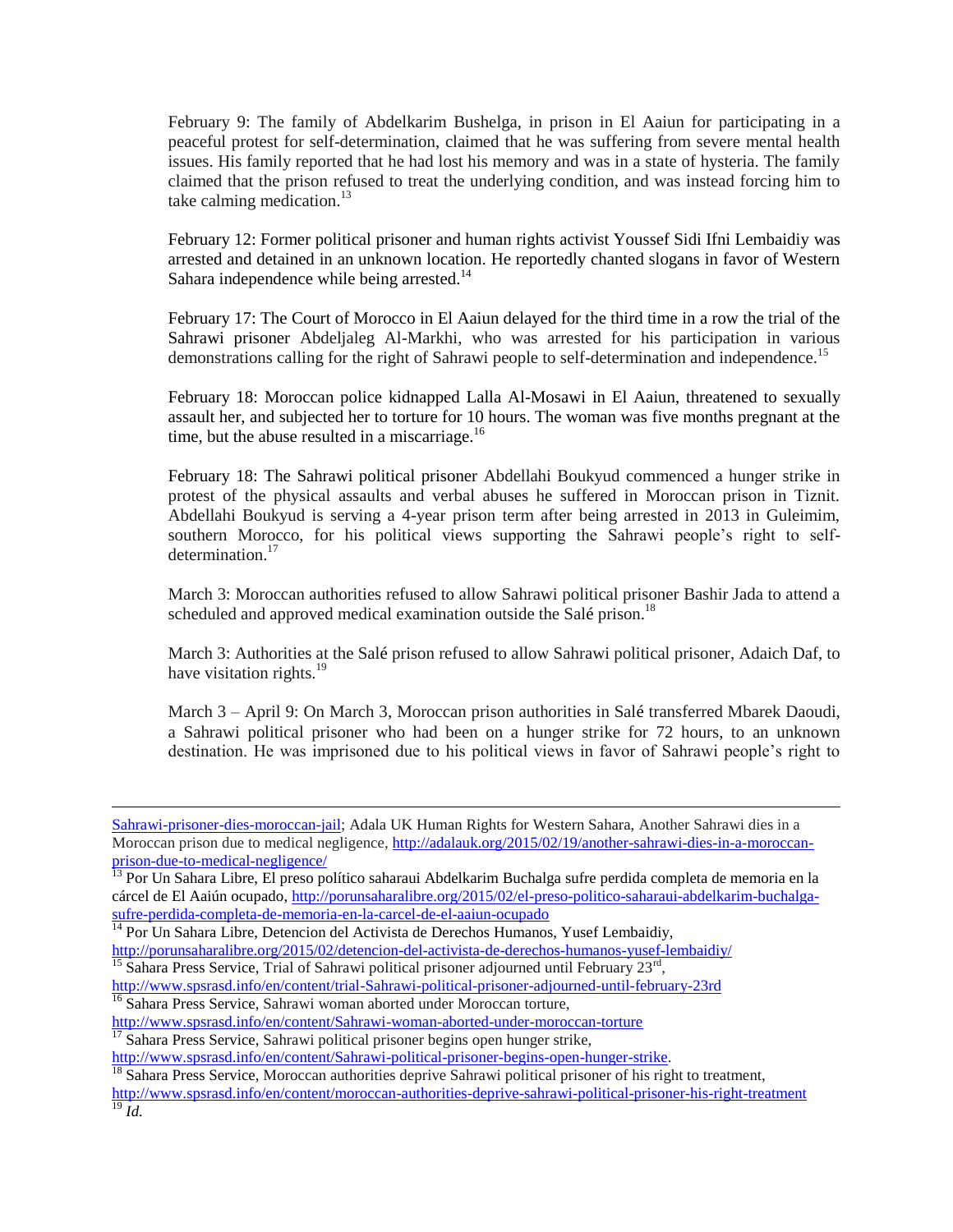February 9: The family of Abdelkarim Bushelga, in prison in El Aaiun for participating in a peaceful protest for self-determination, claimed that he was suffering from severe mental health issues. His family reported that he had lost his memory and was in a state of hysteria. The family claimed that the prison refused to treat the underlying condition, and was instead forcing him to take calming medication.[13]

February 12: Former political prisoner and human rights activist Youssef Sidi Ifni Lembaidiy was arrested and detained in an unknown location. He reportedly chanted slogans in favor of Western Sahara independence while being arrested.[14]

February 17: The Court of Morocco in El Aaiun delayed for the third time in a row the trial of the Sahrawi prisoner Abdeljaleg Al-Markhi, who was arrested for his participation in various demonstrations calling for the right of Sahrawi people to self-determination and independence.[15]

February 18: Moroccan police kidnapped Lalla Al-Mosawi in El Aaiun, threatened to sexually assault her, and subjected her to torture for 10 hours. The woman was five months pregnant at the time, but the abuse resulted in a miscarriage.[16]

February 18: The Sahrawi political prisoner Abdellahi Boukyud commenced a hunger strike in protest of the physical assaults and verbal abuses he suffered in Moroccan prison in Tiznit. Abdellahi Boukyud is serving a 4-year prison term after being arrested in 2013 in Guleimim, southern Morocco, for his political views supporting the Sahrawi people's right to self-determination.[17]

March 3: Moroccan authorities refused to allow Sahrawi political prisoner Bashir Jada to attend a scheduled and approved medical examination outside the Salé prison.[18]

March 3: Authorities at the Salé prison refused to allow Sahrawi political prisoner, Adaich Daf, to have visitation rights.[19]

March 3 – April 9: On March 3, Moroccan prison authorities in Salé transferred Mbarek Daoudi, a Sahrawi political prisoner who had been on a hunger strike for 72 hours, to an unknown destination. He was imprisoned due to his political views in favor of Sahrawi people's right to

---

Sahrawi-prisoner-dies-moroccan-jail; Adala UK Human Rights for Western Sahara, Another Sahrawi dies in a Moroccan prison due to medical negligence, http://adalauk.org/2015/02/19/another-sahrawi-dies-in-a-moroccan-prison-due-to-medical-negligence/

[13] Por Un Sahara Libre, El preso político saharaui Abdelkarim Buchalga sufre perdida completa de memoria en la cárcel de El Aaiún ocupado, http://porunsaharalibre.org/2015/02/el-preso-politico-saharaui-abdelkarim-buchalga-sufre-perdida-completa-de-memoria-en-la-carcel-de-el-aaiun-ocupado

[14] Por Un Sahara Libre, Detencion del Activista de Derechos Humanos, Yusef Lembaidiy, http://porunsaharalibre.org/2015/02/detencion-del-activista-de-derechos-humanos-yusef-lembaidiy/

[15] Sahara Press Service, Trial of Sahrawi political prisoner adjourned until February 23rd, http://www.spsrasd.info/en/content/trial-Sahrawi-political-prisoner-adjourned-until-february-23rd

[16] Sahara Press Service, Sahrawi woman aborted under Moroccan torture, http://www.spsrasd.info/en/content/Sahrawi-woman-aborted-under-moroccan-torture

[17] Sahara Press Service, Sahrawi political prisoner begins open hunger strike, http://www.spsrasd.info/en/content/Sahrawi-political-prisoner-begins-open-hunger-strike.

[18] Sahara Press Service, Moroccan authorities deprive Sahrawi political prisoner of his right to treatment, http://www.spsrasd.info/en/content/moroccan-authorities-deprive-sahrawi-political-prisoner-his-right-treatment

[19] *Id.*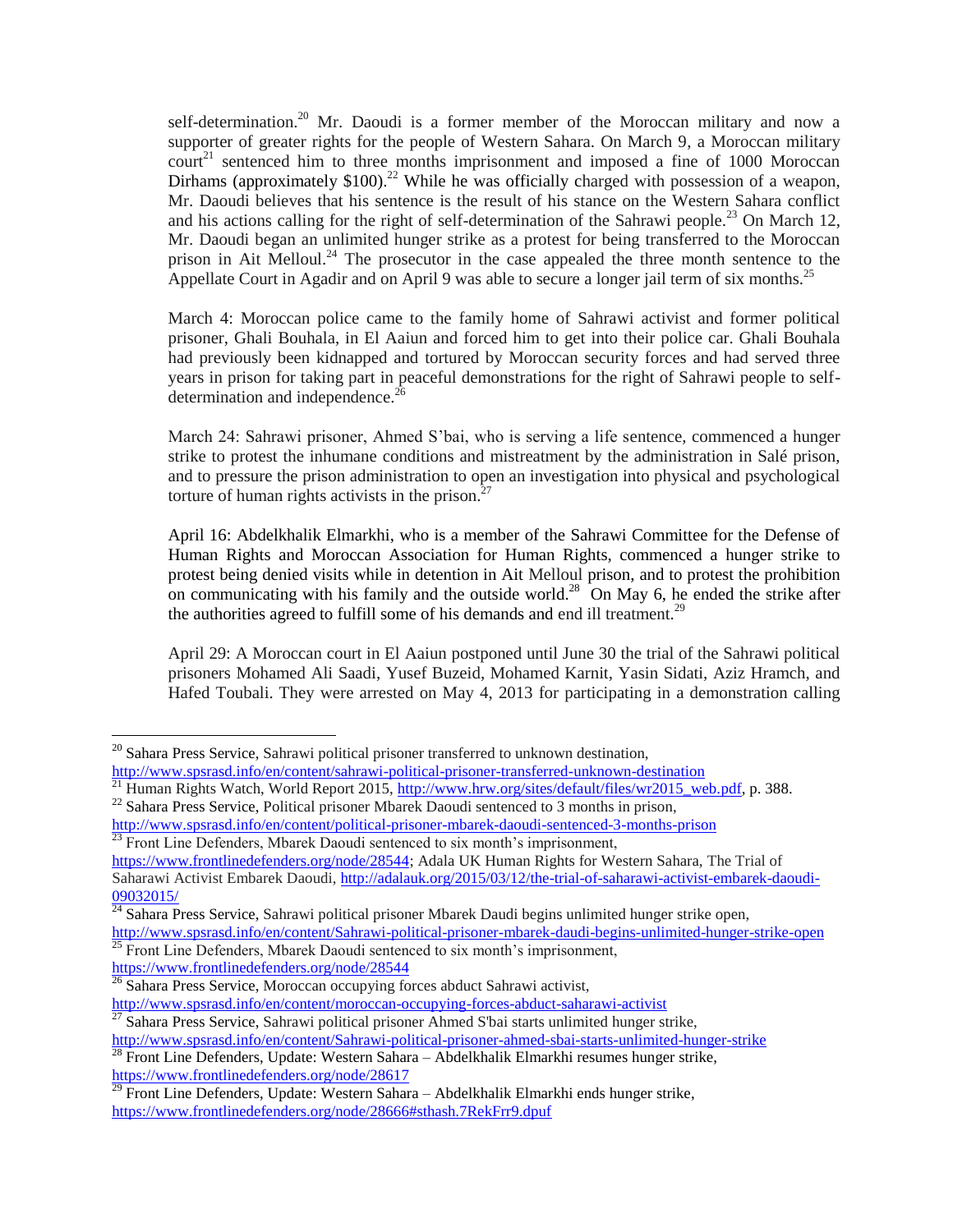self-determination.[20] Mr. Daoudi is a former member of the Moroccan military and now a supporter of greater rights for the people of Western Sahara. On March 9, a Moroccan military court[21] sentenced him to three months imprisonment and imposed a fine of 1000 Moroccan Dirhams (approximately $100).[22] While he was officially charged with possession of a weapon, Mr. Daoudi believes that his sentence is the result of his stance on the Western Sahara conflict and his actions calling for the right of self-determination of the Sahrawi people.[23] On March 12, Mr. Daoudi began an unlimited hunger strike as a protest for being transferred to the Moroccan prison in Ait Melloul.[24] The prosecutor in the case appealed the three month sentence to the Appellate Court in Agadir and on April 9 was able to secure a longer jail term of six months.[25]

March 4: Moroccan police came to the family home of Sahrawi activist and former political prisoner, Ghali Bouhala, in El Aaiun and forced him to get into their police car. Ghali Bouhala had previously been kidnapped and tortured by Moroccan security forces and had served three years in prison for taking part in peaceful demonstrations for the right of Sahrawi people to self-determination and independence.[26]

March 24: Sahrawi prisoner, Ahmed S'bai, who is serving a life sentence, commenced a hunger strike to protest the inhumane conditions and mistreatment by the administration in Salé prison, and to pressure the prison administration to open an investigation into physical and psychological torture of human rights activists in the prison.[27]

April 16: Abdelkhalik Elmarkhi, who is a member of the Sahrawi Committee for the Defense of Human Rights and Moroccan Association for Human Rights, commenced a hunger strike to protest being denied visits while in detention in Ait Melloul prison, and to protest the prohibition on communicating with his family and the outside world.[28] On May 6, he ended the strike after the authorities agreed to fulfill some of his demands and end ill treatment.[29]

April 29: A Moroccan court in El Aaiun postponed until June 30 the trial of the Sahrawi political prisoners Mohamed Ali Saadi, Yusef Buzeid, Mohamed Karnit, Yasin Sidati, Aziz Hramch, and Hafed Toubali. They were arrested on May 4, 2013 for participating in a demonstration calling

---

[20] Sahara Press Service, Sahrawi political prisoner transferred to unknown destination, http://www.spsrasd.info/en/content/sahrawi-political-prisoner-transferred-unknown-destination

[21] Human Rights Watch, World Report 2015, http://www.hrw.org/sites/default/files/wr2015_web.pdf, p. 388.

[22] Sahara Press Service, Political prisoner Mbarek Daoudi sentenced to 3 months in prison, http://www.spsrasd.info/en/content/political-prisoner-mbarek-daoudi-sentenced-3-months-prison

[23] Front Line Defenders, Mbarek Daoudi sentenced to six month's imprisonment, https://www.frontlinedefenders.org/node/28544; Adala UK Human Rights for Western Sahara, The Trial of Saharawi Activist Embarek Daoudi, http://adalauk.org/2015/03/12/the-trial-of-saharawi-activist-embarek-daoudi-09032015/

[24] Sahara Press Service, Sahrawi political prisoner Mbarek Daudi begins unlimited hunger strike open, http://www.spsrasd.info/en/content/Sahrawi-political-prisoner-mbarek-daudi-begins-unlimited-hunger-strike-open

[25] Front Line Defenders, Mbarek Daoudi sentenced to six month's imprisonment, https://www.frontlinedefenders.org/node/28544

[26] Sahara Press Service, Moroccan occupying forces abduct Sahrawi activist, http://www.spsrasd.info/en/content/moroccan-occupying-forces-abduct-saharawi-activist

[27] Sahara Press Service, Sahrawi political prisoner Ahmed S'bai starts unlimited hunger strike, http://www.spsrasd.info/en/content/Sahrawi-political-prisoner-ahmed-sbai-starts-unlimited-hunger-strike

[28] Front Line Defenders, Update: Western Sahara – Abdelkhalik Elmarkhi resumes hunger strike, https://www.frontlinedefenders.org/node/28617

[29] Front Line Defenders, Update: Western Sahara – Abdelkhalik Elmarkhi ends hunger strike, https://www.frontlinedefenders.org/node/28666#sthash.7RekFrr9.dpuf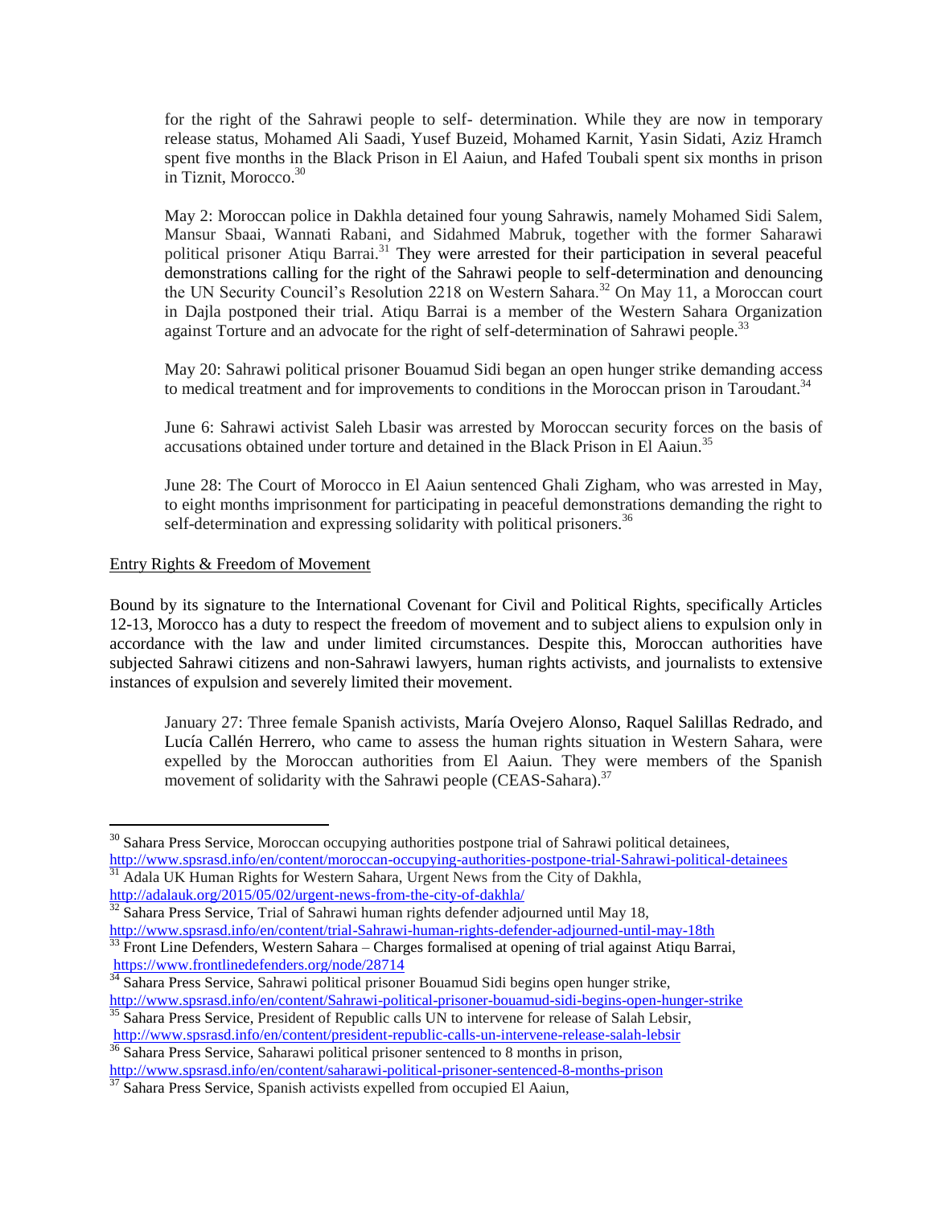for the right of the Sahrawi people to self- determination. While they are now in temporary release status, Mohamed Ali Saadi, Yusef Buzeid, Mohamed Karnit, Yasin Sidati, Aziz Hramch spent five months in the Black Prison in El Aaiun, and Hafed Toubali spent six months in prison in Tiznit, Morocco.[30]

May 2: Moroccan police in Dakhla detained four young Sahrawis, namely Mohamed Sidi Salem, Mansur Sbaai, Wannati Rabani, and Sidahmed Mabruk, together with the former Saharawi political prisoner Atiqu Barrai.[31] They were arrested for their participation in several peaceful demonstrations calling for the right of the Sahrawi people to self-determination and denouncing the UN Security Council's Resolution 2218 on Western Sahara.[32] On May 11, a Moroccan court in Dajla postponed their trial. Atiqu Barrai is a member of the Western Sahara Organization against Torture and an advocate for the right of self-determination of Sahrawi people.[33]

May 20: Sahrawi political prisoner Bouamud Sidi began an open hunger strike demanding access to medical treatment and for improvements to conditions in the Moroccan prison in Taroudant.[34]

June 6: Sahrawi activist Saleh Lbasir was arrested by Moroccan security forces on the basis of accusations obtained under torture and detained in the Black Prison in El Aaiun.[35]

June 28: The Court of Morocco in El Aaiun sentenced Ghali Zigham, who was arrested in May, to eight months imprisonment for participating in peaceful demonstrations demanding the right to self-determination and expressing solidarity with political prisoners.[36]

<u>Entry Rights & Freedom of Movement</u>

Bound by its signature to the International Covenant for Civil and Political Rights, specifically Articles 12-13, Morocco has a duty to respect the freedom of movement and to subject aliens to expulsion only in accordance with the law and under limited circumstances. Despite this, Moroccan authorities have subjected Sahrawi citizens and non-Sahrawi lawyers, human rights activists, and journalists to extensive instances of expulsion and severely limited their movement.

January 27: Three female Spanish activists, María Ovejero Alonso, Raquel Salillas Redrado, and Lucía Callén Herrero, who came to assess the human rights situation in Western Sahara, were expelled by the Moroccan authorities from El Aaiun. They were members of the Spanish movement of solidarity with the Sahrawi people (CEAS-Sahara).[37]

---

[30] Sahara Press Service, Moroccan occupying authorities postpone trial of Sahrawi political detainees, http://www.spsrasd.info/en/content/moroccan-occupying-authorities-postpone-trial-Sahrawi-political-detainees

[31] Adala UK Human Rights for Western Sahara, Urgent News from the City of Dakhla, http://adalauk.org/2015/05/02/urgent-news-from-the-city-of-dakhla/

[32] Sahara Press Service, Trial of Sahrawi human rights defender adjourned until May 18, http://www.spsrasd.info/en/content/trial-Sahrawi-human-rights-defender-adjourned-until-may-18th

[33] Front Line Defenders, Western Sahara – Charges formalised at opening of trial against Atiqu Barrai, https://www.frontlinedefenders.org/node/28714

[34] Sahara Press Service, Sahrawi political prisoner Bouamud Sidi begins open hunger strike, http://www.spsrasd.info/en/content/Sahrawi-political-prisoner-bouamud-sidi-begins-open-hunger-strike

[35] Sahara Press Service, President of Republic calls UN to intervene for release of Salah Lebsir, http://www.spsrasd.info/en/content/president-republic-calls-un-intervene-release-salah-lebsir

[36] Sahara Press Service, Saharawi political prisoner sentenced to 8 months in prison, http://www.spsrasd.info/en/content/saharawi-political-prisoner-sentenced-8-months-prison

[37] Sahara Press Service, Spanish activists expelled from occupied El Aaiun,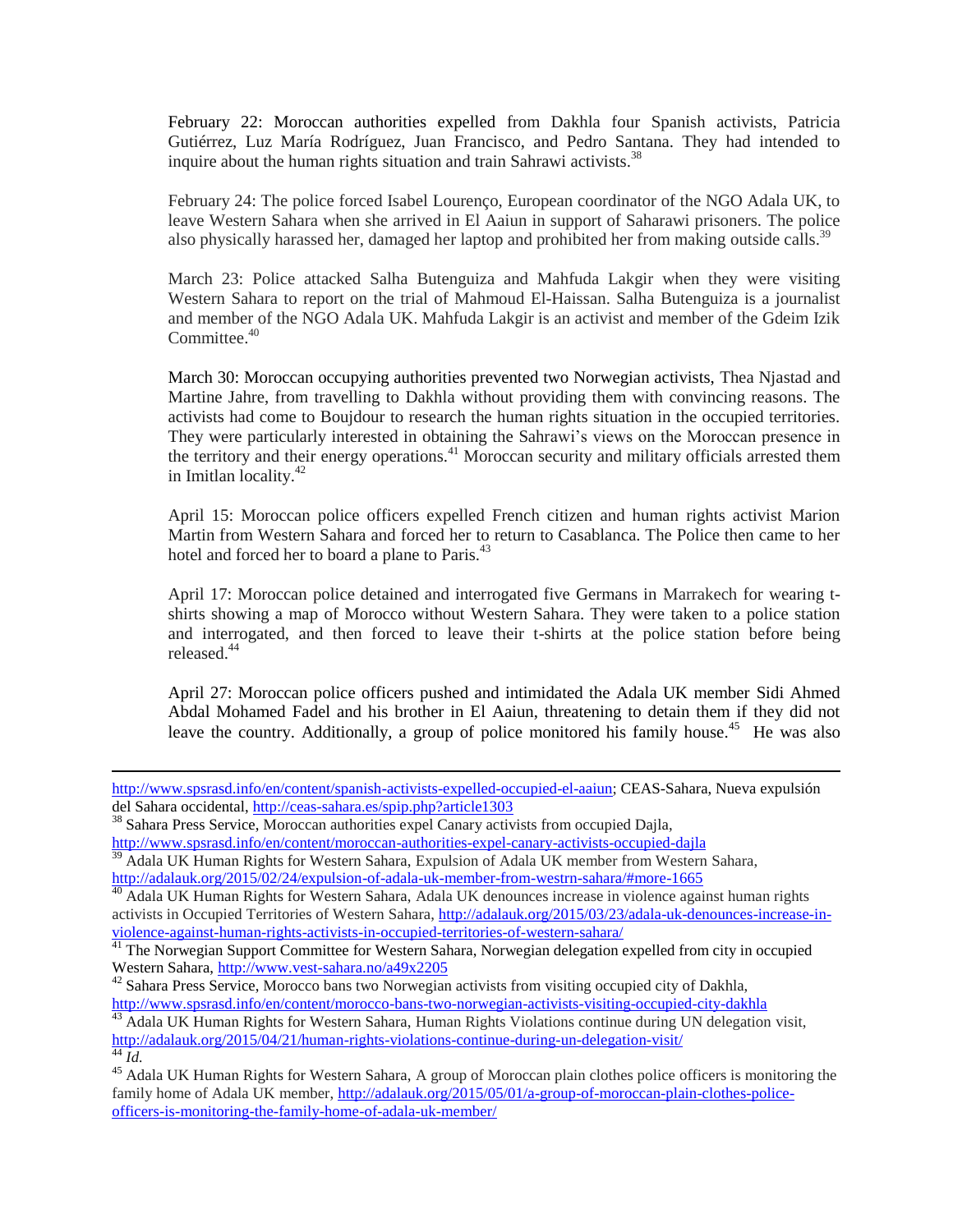February 22: Moroccan authorities expelled from Dakhla four Spanish activists, Patricia Gutiérrez, Luz María Rodríguez, Juan Francisco, and Pedro Santana. They had intended to inquire about the human rights situation and train Sahrawi activists.[38]

February 24: The police forced Isabel Lourenço, European coordinator of the NGO Adala UK, to leave Western Sahara when she arrived in El Aaiun in support of Saharawi prisoners. The police also physically harassed her, damaged her laptop and prohibited her from making outside calls.[39]

March 23: Police attacked Salha Butenguiza and Mahfuda Lakgir when they were visiting Western Sahara to report on the trial of Mahmoud El-Haissan. Salha Butenguiza is a journalist and member of the NGO Adala UK. Mahfuda Lakgir is an activist and member of the Gdeim Izik Committee.[40]

March 30: Moroccan occupying authorities prevented two Norwegian activists, Thea Njastad and Martine Jahre, from travelling to Dakhla without providing them with convincing reasons. The activists had come to Boujdour to research the human rights situation in the occupied territories. They were particularly interested in obtaining the Sahrawi's views on the Moroccan presence in the territory and their energy operations.[41] Moroccan security and military officials arrested them in Imitlan locality.[42]

April 15: Moroccan police officers expelled French citizen and human rights activist Marion Martin from Western Sahara and forced her to return to Casablanca. The Police then came to her hotel and forced her to board a plane to Paris.[43]

April 17: Moroccan police detained and interrogated five Germans in Marrakech for wearing t-shirts showing a map of Morocco without Western Sahara. They were taken to a police station and interrogated, and then forced to leave their t-shirts at the police station before being released.[44]

April 27: Moroccan police officers pushed and intimidated the Adala UK member Sidi Ahmed Abdal Mohamed Fadel and his brother in El Aaiun, threatening to detain them if they did not leave the country. Additionally, a group of police monitored his family house.[45] He was also

---

http://www.spsrasd.info/en/content/spanish-activists-expelled-occupied-el-aaiun; CEAS-Sahara, Nueva expulsión del Sahara occidental, http://ceas-sahara.es/spip.php?article1303

[38] Sahara Press Service, Moroccan authorities expel Canary activists from occupied Dajla, http://www.spsrasd.info/en/content/moroccan-authorities-expel-canary-activists-occupied-dajla

[39] Adala UK Human Rights for Western Sahara, Expulsion of Adala UK member from Western Sahara, http://adalauk.org/2015/02/24/expulsion-of-adala-uk-member-from-westrn-sahara/#more-1665

[40] Adala UK Human Rights for Western Sahara, Adala UK denounces increase in violence against human rights activists in Occupied Territories of Western Sahara, http://adalauk.org/2015/03/23/adala-uk-denounces-increase-in-violence-against-human-rights-activists-in-occupied-territories-of-western-sahara/

[41] The Norwegian Support Committee for Western Sahara, Norwegian delegation expelled from city in occupied Western Sahara, http://www.vest-sahara.no/a49x2205

[42] Sahara Press Service, Morocco bans two Norwegian activists from visiting occupied city of Dakhla, http://www.spsrasd.info/en/content/morocco-bans-two-norwegian-activists-visiting-occupied-city-dakhla

[43] Adala UK Human Rights for Western Sahara, Human Rights Violations continue during UN delegation visit, http://adalauk.org/2015/04/21/human-rights-violations-continue-during-un-delegation-visit/

[44] *Id.*

[45] Adala UK Human Rights for Western Sahara, A group of Moroccan plain clothes police officers is monitoring the family home of Adala UK member, http://adalauk.org/2015/05/01/a-group-of-moroccan-plain-clothes-police-officers-is-monitoring-the-family-home-of-adala-uk-member/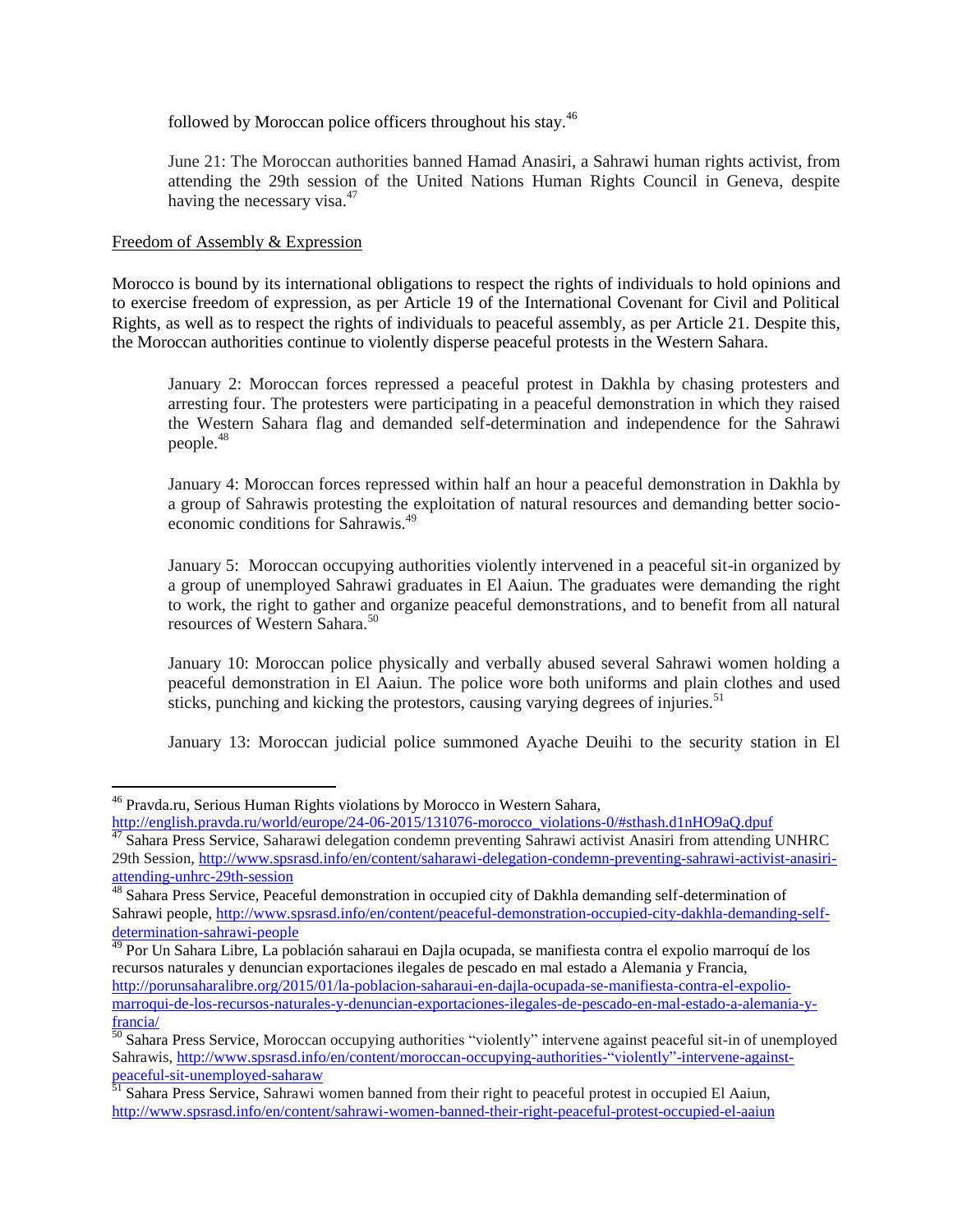followed by Moroccan police officers throughout his stay.[46]

June 21: The Moroccan authorities banned Hamad Anasiri, a Sahrawi human rights activist, from attending the 29th session of the United Nations Human Rights Council in Geneva, despite having the necessary visa.[47]

Freedom of Assembly & Expression

Morocco is bound by its international obligations to respect the rights of individuals to hold opinions and to exercise freedom of expression, as per Article 19 of the International Covenant for Civil and Political Rights, as well as to respect the rights of individuals to peaceful assembly, as per Article 21. Despite this, the Moroccan authorities continue to violently disperse peaceful protests in the Western Sahara.

January 2: Moroccan forces repressed a peaceful protest in Dakhla by chasing protesters and arresting four. The protesters were participating in a peaceful demonstration in which they raised the Western Sahara flag and demanded self-determination and independence for the Sahrawi people.[48]

January 4: Moroccan forces repressed within half an hour a peaceful demonstration in Dakhla by a group of Sahrawis protesting the exploitation of natural resources and demanding better socio-economic conditions for Sahrawis.[49]

January 5: Moroccan occupying authorities violently intervened in a peaceful sit-in organized by a group of unemployed Sahrawi graduates in El Aaiun. The graduates were demanding the right to work, the right to gather and organize peaceful demonstrations, and to benefit from all natural resources of Western Sahara.[50]

January 10: Moroccan police physically and verbally abused several Sahrawi women holding a peaceful demonstration in El Aaiun. The police wore both uniforms and plain clothes and used sticks, punching and kicking the protestors, causing varying degrees of injuries.[51]

January 13: Moroccan judicial police summoned Ayache Deuihi to the security station in El

---

[46] Pravda.ru, Serious Human Rights violations by Morocco in Western Sahara, http://english.pravda.ru/world/europe/24-06-2015/131076-morocco_violations-0/#sthash.d1nHO9aQ.dpuf

[47] Sahara Press Service, Saharawi delegation condemn preventing Sahrawi activist Anasiri from attending UNHRC 29th Session, http://www.spsrasd.info/en/content/saharawi-delegation-condemn-preventing-sahrawi-activist-anasiri-attending-unhrc-29th-session

[48] Sahara Press Service, Peaceful demonstration in occupied city of Dakhla demanding self-determination of Sahrawi people, http://www.spsrasd.info/en/content/peaceful-demonstration-occupied-city-dakhla-demanding-self-determination-sahrawi-people

[49] Por Un Sahara Libre, La población saharaui en Dajla ocupada, se manifiesta contra el expolio marroquí de los recursos naturales y denuncian exportaciones ilegales de pescado en mal estado a Alemania y Francia, http://porunsaharalibre.org/2015/01/la-poblacion-saharaui-en-dajla-ocupada-se-manifiesta-contra-el-expolio-marroqui-de-los-recursos-naturales-y-denuncian-exportaciones-ilegales-de-pescado-en-mal-estado-a-alemania-y-francia/

[50] Sahara Press Service, Moroccan occupying authorities "violently" intervene against peaceful sit-in of unemployed Sahrawis, http://www.spsrasd.info/en/content/moroccan-occupying-authorities-"violently"-intervene-against-peaceful-sit-unemployed-saharaw

[51] Sahara Press Service, Sahrawi women banned from their right to peaceful protest in occupied El Aaiun, http://www.spsrasd.info/en/content/sahrawi-women-banned-their-right-peaceful-protest-occupied-el-aaiun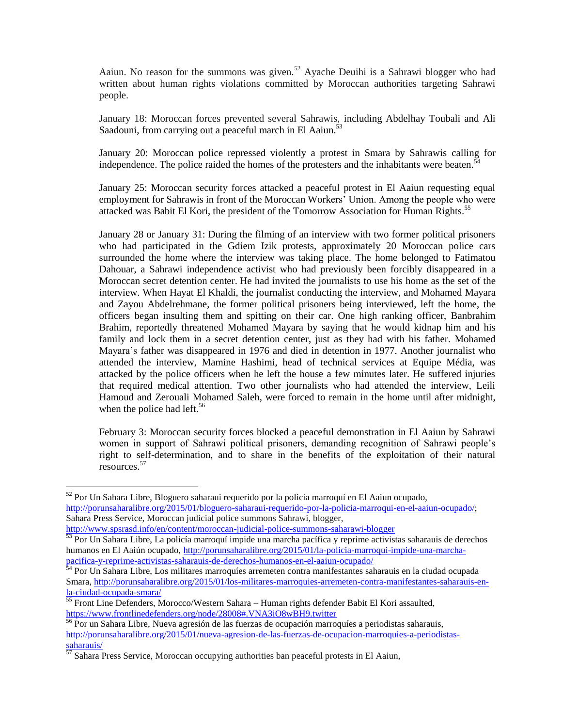Aaiun. No reason for the summons was given.[52] Ayache Deuihi is a Sahrawi blogger who had written about human rights violations committed by Moroccan authorities targeting Sahrawi people.

January 18: Moroccan forces prevented several Sahrawis, including Abdelhay Toubali and Ali Saadouni, from carrying out a peaceful march in El Aaiun.[53]

January 20: Moroccan police repressed violently a protest in Smara by Sahrawis calling for independence. The police raided the homes of the protesters and the inhabitants were beaten.[54]

January 25: Moroccan security forces attacked a peaceful protest in El Aaiun requesting equal employment for Sahrawis in front of the Moroccan Workers' Union. Among the people who were attacked was Babit El Kori, the president of the Tomorrow Association for Human Rights.[55]

January 28 or January 31: During the filming of an interview with two former political prisoners who had participated in the Gdiem Izik protests, approximately 20 Moroccan police cars surrounded the home where the interview was taking place. The home belonged to Fatimatou Dahouar, a Sahrawi independence activist who had previously been forcibly disappeared in a Moroccan secret detention center. He had invited the journalists to use his home as the set of the interview. When Hayat El Khaldi, the journalist conducting the interview, and Mohamed Mayara and Zayou Abdelrehmane, the former political prisoners being interviewed, left the home, the officers began insulting them and spitting on their car. One high ranking officer, Banbrahim Brahim, reportedly threatened Mohamed Mayara by saying that he would kidnap him and his family and lock them in a secret detention center, just as they had with his father. Mohamed Mayara's father was disappeared in 1976 and died in detention in 1977. Another journalist who attended the interview, Mamine Hashimi, head of technical services at Equipe Média, was attacked by the police officers when he left the house a few minutes later. He suffered injuries that required medical attention. Two other journalists who had attended the interview, Leili Hamoud and Zerouali Mohamed Saleh, were forced to remain in the home until after midnight, when the police had left.[56]

February 3: Moroccan security forces blocked a peaceful demonstration in El Aaiun by Sahrawi women in support of Sahrawi political prisoners, demanding recognition of Sahrawi people's right to self-determination, and to share in the benefits of the exploitation of their natural resources.[57]

---

[52] Por Un Sahara Libre, Bloguero saharaui requerido por la policía marroquí en El Aaiun ocupado, http://porunsaharalibre.org/2015/01/bloguero-saharaui-requerido-por-la-policia-marroqui-en-el-aaiun-ocupado/; Sahara Press Service, Moroccan judicial police summons Sahrawi, blogger, http://www.spsrasd.info/en/content/moroccan-judicial-police-summons-saharawi-blogger

[53] Por Un Sahara Libre, La policía marroquí impide una marcha pacífica y reprime activistas saharauis de derechos humanos en El Aaiún ocupado, http://porunsaharalibre.org/2015/01/la-policia-marroqui-impide-una-marcha-pacifica-y-reprime-activistas-saharauis-de-derechos-humanos-en-el-aaiun-ocupado/

[54] Por Un Sahara Libre, Los militares marroquíes arremeten contra manifestantes saharauis en la ciudad ocupada Smara, http://porunsaharalibre.org/2015/01/los-militares-marroquies-arremeten-contra-manifestantes-saharauis-en-la-ciudad-ocupada-smara/

[55] Front Line Defenders, Morocco/Western Sahara – Human rights defender Babit El Kori assaulted, https://www.frontlinedefenders.org/node/28008#.VNA3iO8wBH9.twitter

[56] Por un Sahara Libre, Nueva agresión de las fuerzas de ocupación marroquíes a periodistas saharauis, http://porunsaharalibre.org/2015/01/nueva-agresion-de-las-fuerzas-de-ocupacion-marroquies-a-periodistas-saharauis/

[57] Sahara Press Service, Moroccan occupying authorities ban peaceful protests in El Aaiun,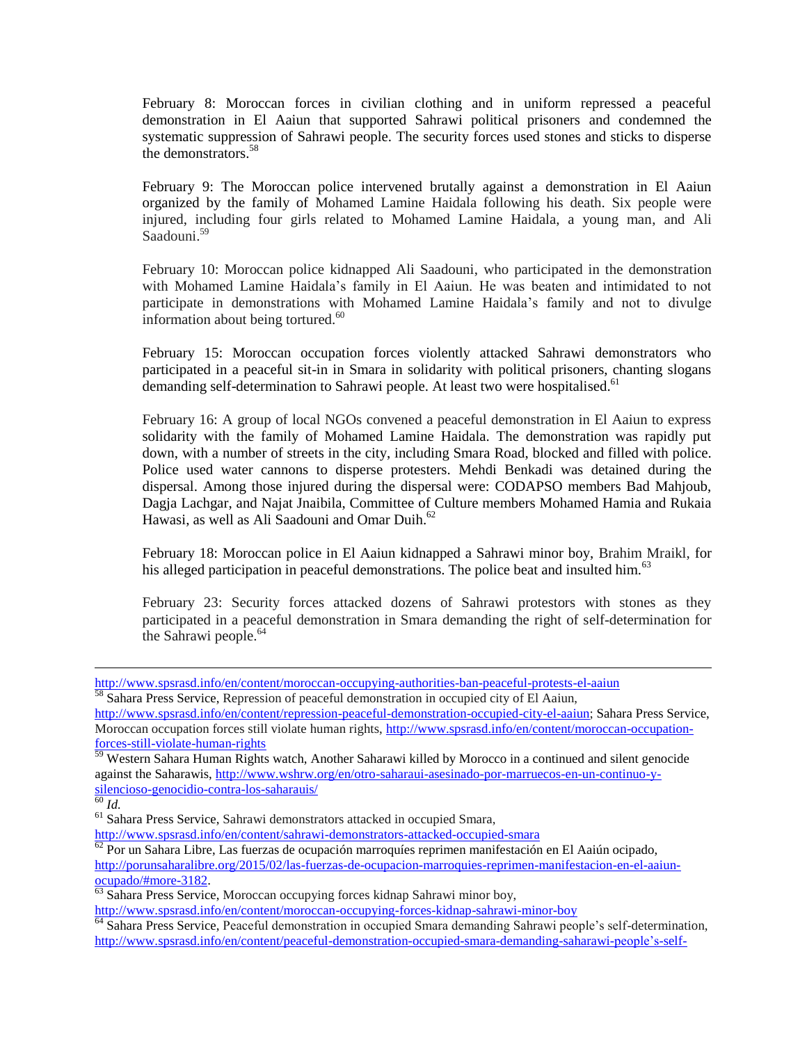February 8: Moroccan forces in civilian clothing and in uniform repressed a peaceful demonstration in El Aaiun that supported Sahrawi political prisoners and condemned the systematic suppression of Sahrawi people. The security forces used stones and sticks to disperse the demonstrators.[58]

February 9: The Moroccan police intervened brutally against a demonstration in El Aaiun organized by the family of Mohamed Lamine Haidala following his death. Six people were injured, including four girls related to Mohamed Lamine Haidala, a young man, and Ali Saadouni.[59]

February 10: Moroccan police kidnapped Ali Saadouni, who participated in the demonstration with Mohamed Lamine Haidala's family in El Aaiun. He was beaten and intimidated to not participate in demonstrations with Mohamed Lamine Haidala's family and not to divulge information about being tortured.[60]

February 15: Moroccan occupation forces violently attacked Sahrawi demonstrators who participated in a peaceful sit-in in Smara in solidarity with political prisoners, chanting slogans demanding self-determination to Sahrawi people. At least two were hospitalised.[61]

February 16: A group of local NGOs convened a peaceful demonstration in El Aaiun to express solidarity with the family of Mohamed Lamine Haidala. The demonstration was rapidly put down, with a number of streets in the city, including Smara Road, blocked and filled with police. Police used water cannons to disperse protesters. Mehdi Benkadi was detained during the dispersal. Among those injured during the dispersal were: CODAPSO members Bad Mahjoub, Dagja Lachgar, and Najat Jnaibila, Committee of Culture members Mohamed Hamia and Rukaia Hawasi, as well as Ali Saadouni and Omar Duih.[62]

February 18: Moroccan police in El Aaiun kidnapped a Sahrawi minor boy, Brahim Mraikl, for his alleged participation in peaceful demonstrations. The police beat and insulted him.[63]

February 23: Security forces attacked dozens of Sahrawi protestors with stones as they participated in a peaceful demonstration in Smara demanding the right of self-determination for the Sahrawi people.[64]

---

http://www.spsrasd.info/en/content/moroccan-occupying-authorities-ban-peaceful-protests-el-aaiun

[58] Sahara Press Service, Repression of peaceful demonstration in occupied city of El Aaiun, http://www.spsrasd.info/en/content/repression-peaceful-demonstration-occupied-city-el-aaiun; Sahara Press Service, Moroccan occupation forces still violate human rights, http://www.spsrasd.info/en/content/moroccan-occupation-forces-still-violate-human-rights

[59] Western Sahara Human Rights watch, Another Saharawi killed by Morocco in a continued and silent genocide against the Saharawis, http://www.wshrw.org/en/otro-saharaui-asesinado-por-marruecos-en-un-continuo-y-silencioso-genocidio-contra-los-saharauis/

[60] *Id.*

[61] Sahara Press Service, Sahrawi demonstrators attacked in occupied Smara, http://www.spsrasd.info/en/content/sahrawi-demonstrators-attacked-occupied-smara

[62] Por un Sahara Libre, Las fuerzas de ocupación marroquíes reprimen manifestación en El Aaiún ocipado, http://porunsaharalibre.org/2015/02/las-fuerzas-de-ocupacion-marroquies-reprimen-manifestacion-en-el-aaiun-ocupado/#more-3182.

[63] Sahara Press Service, Moroccan occupying forces kidnap Sahrawi minor boy, http://www.spsrasd.info/en/content/moroccan-occupying-forces-kidnap-sahrawi-minor-boy

[64] Sahara Press Service, Peaceful demonstration in occupied Smara demanding Sahrawi people's self-determination, http://www.spsrasd.info/en/content/peaceful-demonstration-occupied-smara-demanding-saharawi-people's-self-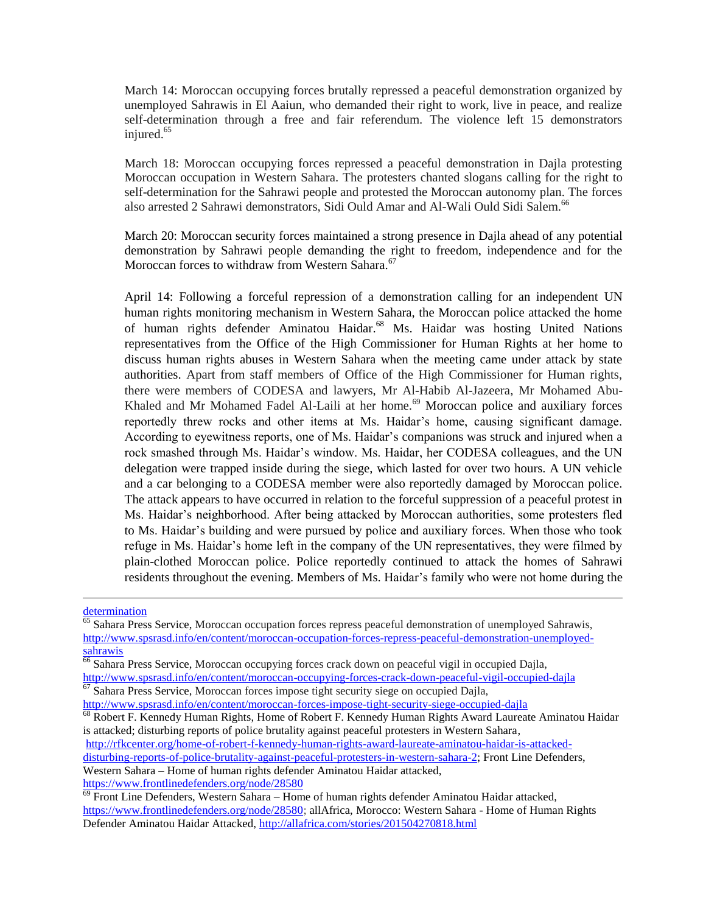March 14: Moroccan occupying forces brutally repressed a peaceful demonstration organized by unemployed Sahrawis in El Aaiun, who demanded their right to work, live in peace, and realize self-determination through a free and fair referendum. The violence left 15 demonstrators injured.[65]

March 18: Moroccan occupying forces repressed a peaceful demonstration in Dajla protesting Moroccan occupation in Western Sahara. The protesters chanted slogans calling for the right to self-determination for the Sahrawi people and protested the Moroccan autonomy plan. The forces also arrested 2 Sahrawi demonstrators, Sidi Ould Amar and Al-Wali Ould Sidi Salem.[66]

March 20: Moroccan security forces maintained a strong presence in Dajla ahead of any potential demonstration by Sahrawi people demanding the right to freedom, independence and for the Moroccan forces to withdraw from Western Sahara.[67]

April 14: Following a forceful repression of a demonstration calling for an independent UN human rights monitoring mechanism in Western Sahara, the Moroccan police attacked the home of human rights defender Aminatou Haidar.[68] Ms. Haidar was hosting United Nations representatives from the Office of the High Commissioner for Human Rights at her home to discuss human rights abuses in Western Sahara when the meeting came under attack by state authorities. Apart from staff members of Office of the High Commissioner for Human rights, there were members of CODESA and lawyers, Mr Al-Habib Al-Jazeera, Mr Mohamed Abu-Khaled and Mr Mohamed Fadel Al-Laili at her home.[69] Moroccan police and auxiliary forces reportedly threw rocks and other items at Ms. Haidar's home, causing significant damage. According to eyewitness reports, one of Ms. Haidar's companions was struck and injured when a rock smashed through Ms. Haidar's window. Ms. Haidar, her CODESA colleagues, and the UN delegation were trapped inside during the siege, which lasted for over two hours. A UN vehicle and a car belonging to a CODESA member were also reportedly damaged by Moroccan police. The attack appears to have occurred in relation to the forceful suppression of a peaceful protest in Ms. Haidar's neighborhood. After being attacked by Moroccan authorities, some protesters fled to Ms. Haidar's building and were pursued by police and auxiliary forces. When those who took refuge in Ms. Haidar's home left in the company of the UN representatives, they were filmed by plain-clothed Moroccan police. Police reportedly continued to attack the homes of Sahrawi residents throughout the evening. Members of Ms. Haidar's family who were not home during the

---

determination

[65] Sahara Press Service, Moroccan occupation forces repress peaceful demonstration of unemployed Sahrawis, http://www.spsrasd.info/en/content/moroccan-occupation-forces-repress-peaceful-demonstration-unemployed-sahrawis

[66] Sahara Press Service, Moroccan occupying forces crack down on peaceful vigil in occupied Dajla, http://www.spsrasd.info/en/content/moroccan-occupying-forces-crack-down-peaceful-vigil-occupied-dajla

[67] Sahara Press Service, Moroccan forces impose tight security siege on occupied Dajla, http://www.spsrasd.info/en/content/moroccan-forces-impose-tight-security-siege-occupied-dajla

[68] Robert F. Kennedy Human Rights, Home of Robert F. Kennedy Human Rights Award Laureate Aminatou Haidar is attacked; disturbing reports of police brutality against peaceful protesters in Western Sahara, http://rfkcenter.org/home-of-robert-f-kennedy-human-rights-award-laureate-aminatou-haidar-is-attacked-disturbing-reports-of-police-brutality-against-peaceful-protesters-in-western-sahara-2; Front Line Defenders, Western Sahara – Home of human rights defender Aminatou Haidar attacked, https://www.frontlinedefenders.org/node/28580

[69] Front Line Defenders, Western Sahara – Home of human rights defender Aminatou Haidar attacked, https://www.frontlinedefenders.org/node/28580; allAfrica, Morocco: Western Sahara - Home of Human Rights Defender Aminatou Haidar Attacked, http://allafrica.com/stories/201504270818.html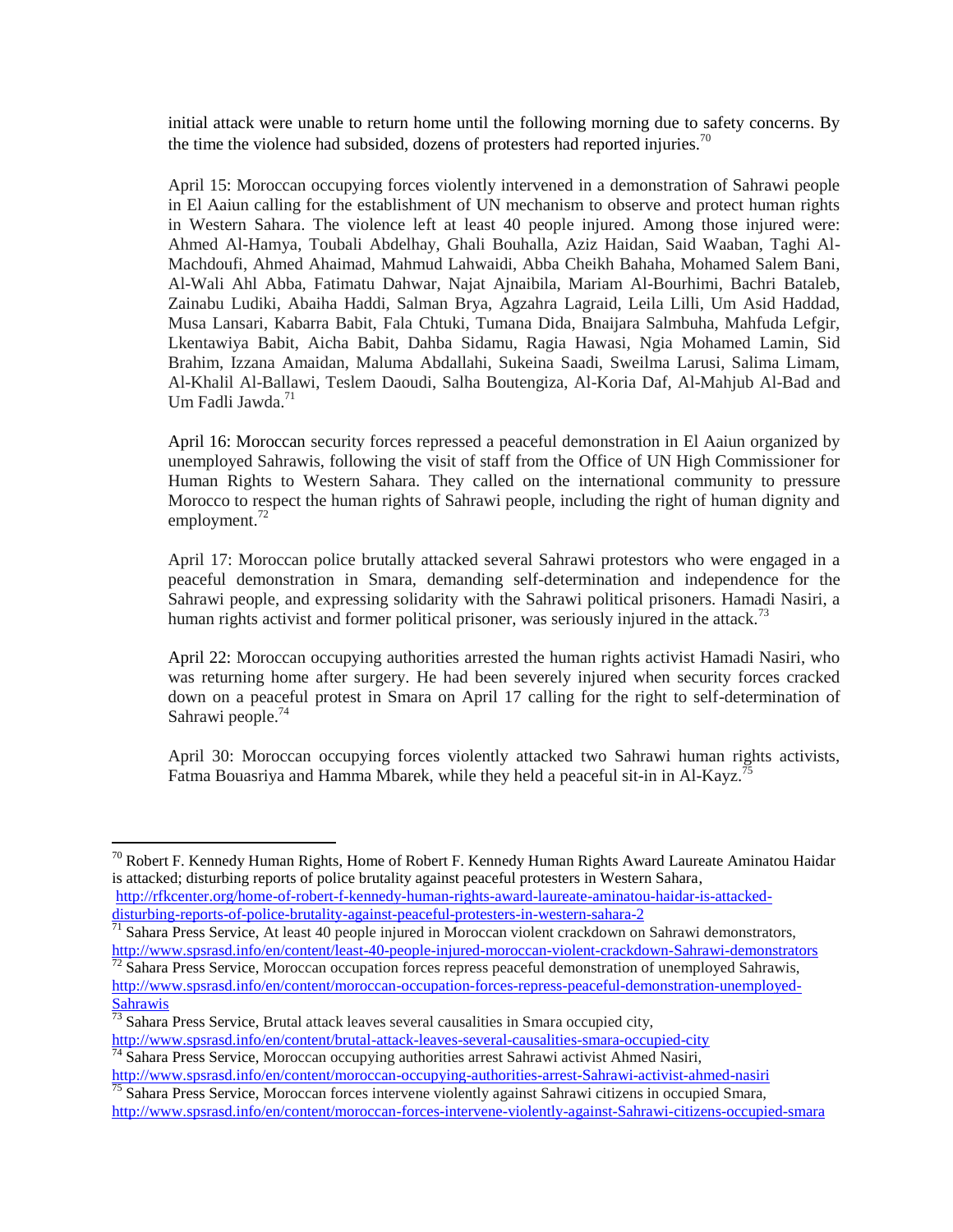initial attack were unable to return home until the following morning due to safety concerns. By the time the violence had subsided, dozens of protesters had reported injuries.[70]

April 15: Moroccan occupying forces violently intervened in a demonstration of Sahrawi people in El Aaiun calling for the establishment of UN mechanism to observe and protect human rights in Western Sahara. The violence left at least 40 people injured. Among those injured were: Ahmed Al-Hamya, Toubali Abdelhay, Ghali Bouhalla, Aziz Haidan, Said Waaban, Taghi Al-Machdoufi, Ahmed Ahaimad, Mahmud Lahwaidi, Abba Cheikh Bahaha, Mohamed Salem Bani, Al-Wali Ahl Abba, Fatimatu Dahwar, Najat Ajnaibila, Mariam Al-Bourhimi, Bachri Bataleb, Zainabu Ludiki, Abaiha Haddi, Salman Brya, Agzahra Lagraid, Leila Lilli, Um Asid Haddad, Musa Lansari, Kabarra Babit, Fala Chtuki, Tumana Dida, Bnaijara Salmbuha, Mahfuda Lefgir, Lkentawiya Babit, Aicha Babit, Dahba Sidamu, Ragia Hawasi, Ngia Mohamed Lamin, Sid Brahim, Izzana Amaidan, Maluma Abdallahi, Sukeina Saadi, Sweilma Larusi, Salima Limam, Al-Khalil Al-Ballawi, Teslem Daoudi, Salha Boutengiza, Al-Koria Daf, Al-Mahjub Al-Bad and Um Fadli Jawda.[71]

April 16: Moroccan security forces repressed a peaceful demonstration in El Aaiun organized by unemployed Sahrawis, following the visit of staff from the Office of UN High Commissioner for Human Rights to Western Sahara. They called on the international community to pressure Morocco to respect the human rights of Sahrawi people, including the right of human dignity and employment.[72]

April 17: Moroccan police brutally attacked several Sahrawi protestors who were engaged in a peaceful demonstration in Smara, demanding self-determination and independence for the Sahrawi people, and expressing solidarity with the Sahrawi political prisoners. Hamadi Nasiri, a human rights activist and former political prisoner, was seriously injured in the attack.[73]

April 22: Moroccan occupying authorities arrested the human rights activist Hamadi Nasiri, who was returning home after surgery. He had been severely injured when security forces cracked down on a peaceful protest in Smara on April 17 calling for the right to self-determination of Sahrawi people.[74]

April 30: Moroccan occupying forces violently attacked two Sahrawi human rights activists, Fatma Bouasriya and Hamma Mbarek, while they held a peaceful sit-in in Al-Kayz.[75]

---

[70] Robert F. Kennedy Human Rights, Home of Robert F. Kennedy Human Rights Award Laureate Aminatou Haidar is attacked; disturbing reports of police brutality against peaceful protesters in Western Sahara, http://rfkcenter.org/home-of-robert-f-kennedy-human-rights-award-laureate-aminatou-haidar-is-attacked-disturbing-reports-of-police-brutality-against-peaceful-protesters-in-western-sahara-2

[71] Sahara Press Service, At least 40 people injured in Moroccan violent crackdown on Sahrawi demonstrators, http://www.spsrasd.info/en/content/least-40-people-injured-moroccan-violent-crackdown-Sahrawi-demonstrators

[72] Sahara Press Service, Moroccan occupation forces repress peaceful demonstration of unemployed Sahrawis, http://www.spsrasd.info/en/content/moroccan-occupation-forces-repress-peaceful-demonstration-unemployed-Sahrawis

[73] Sahara Press Service, Brutal attack leaves several causalities in Smara occupied city, http://www.spsrasd.info/en/content/brutal-attack-leaves-several-causalities-smara-occupied-city

[74] Sahara Press Service, Moroccan occupying authorities arrest Sahrawi activist Ahmed Nasiri, http://www.spsrasd.info/en/content/moroccan-occupying-authorities-arrest-Sahrawi-activist-ahmed-nasiri

[75] Sahara Press Service, Moroccan forces intervene violently against Sahrawi citizens in occupied Smara, http://www.spsrasd.info/en/content/moroccan-forces-intervene-violently-against-Sahrawi-citizens-occupied-smara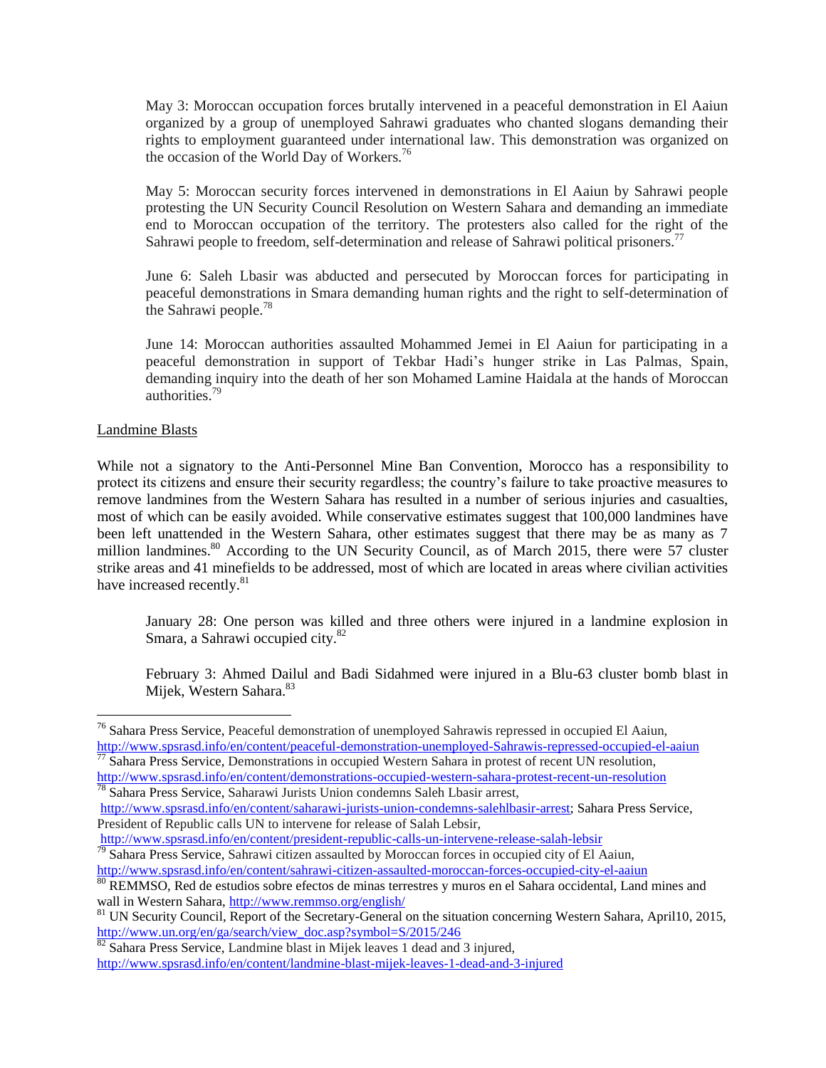May 3: Moroccan occupation forces brutally intervened in a peaceful demonstration in El Aaiun organized by a group of unemployed Sahrawi graduates who chanted slogans demanding their rights to employment guaranteed under international law. This demonstration was organized on the occasion of the World Day of Workers.[76]

May 5: Moroccan security forces intervened in demonstrations in El Aaiun by Sahrawi people protesting the UN Security Council Resolution on Western Sahara and demanding an immediate end to Moroccan occupation of the territory. The protesters also called for the right of the Sahrawi people to freedom, self-determination and release of Sahrawi political prisoners.[77]

June 6: Saleh Lbasir was abducted and persecuted by Moroccan forces for participating in peaceful demonstrations in Smara demanding human rights and the right to self-determination of the Sahrawi people.[78]

June 14: Moroccan authorities assaulted Mohammed Jemei in El Aaiun for participating in a peaceful demonstration in support of Tekbar Hadi's hunger strike in Las Palmas, Spain, demanding inquiry into the death of her son Mohamed Lamine Haidala at the hands of Moroccan authorities.[79]

Landmine Blasts

While not a signatory to the Anti-Personnel Mine Ban Convention, Morocco has a responsibility to protect its citizens and ensure their security regardless; the country's failure to take proactive measures to remove landmines from the Western Sahara has resulted in a number of serious injuries and casualties, most of which can be easily avoided. While conservative estimates suggest that 100,000 landmines have been left unattended in the Western Sahara, other estimates suggest that there may be as many as 7 million landmines.[80] According to the UN Security Council, as of March 2015, there were 57 cluster strike areas and 41 minefields to be addressed, most of which are located in areas where civilian activities have increased recently.[81]

January 28: One person was killed and three others were injured in a landmine explosion in Smara, a Sahrawi occupied city.[82]

February 3: Ahmed Dailul and Badi Sidahmed were injured in a Blu-63 cluster bomb blast in Mijek, Western Sahara.[83]

---

[76] Sahara Press Service, Peaceful demonstration of unemployed Sahrawis repressed in occupied El Aaiun, http://www.spsrasd.info/en/content/peaceful-demonstration-unemployed-Sahrawis-repressed-occupied-el-aaiun

[77] Sahara Press Service, Demonstrations in occupied Western Sahara in protest of recent UN resolution, http://www.spsrasd.info/en/content/demonstrations-occupied-western-sahara-protest-recent-un-resolution

[78] Sahara Press Service, Saharawi Jurists Union condemns Saleh Lbasir arrest, http://www.spsrasd.info/en/content/saharawi-jurists-union-condemns-salehlbasir-arrest; Sahara Press Service, President of Republic calls UN to intervene for release of Salah Lebsir, http://www.spsrasd.info/en/content/president-republic-calls-un-intervene-release-salah-lebsir

[79] Sahara Press Service, Sahrawi citizen assaulted by Moroccan forces in occupied city of El Aaiun, http://www.spsrasd.info/en/content/sahrawi-citizen-assaulted-moroccan-forces-occupied-city-el-aaiun

[80] REMMSO, Red de estudios sobre efectos de minas terrestres y muros en el Sahara occidental, Land mines and wall in Western Sahara, http://www.remmso.org/english/

[81] UN Security Council, Report of the Secretary-General on the situation concerning Western Sahara, April10, 2015, http://www.un.org/en/ga/search/view_doc.asp?symbol=S/2015/246

[82] Sahara Press Service, Landmine blast in Mijek leaves 1 dead and 3 injured, http://www.spsrasd.info/en/content/landmine-blast-mijek-leaves-1-dead-and-3-injured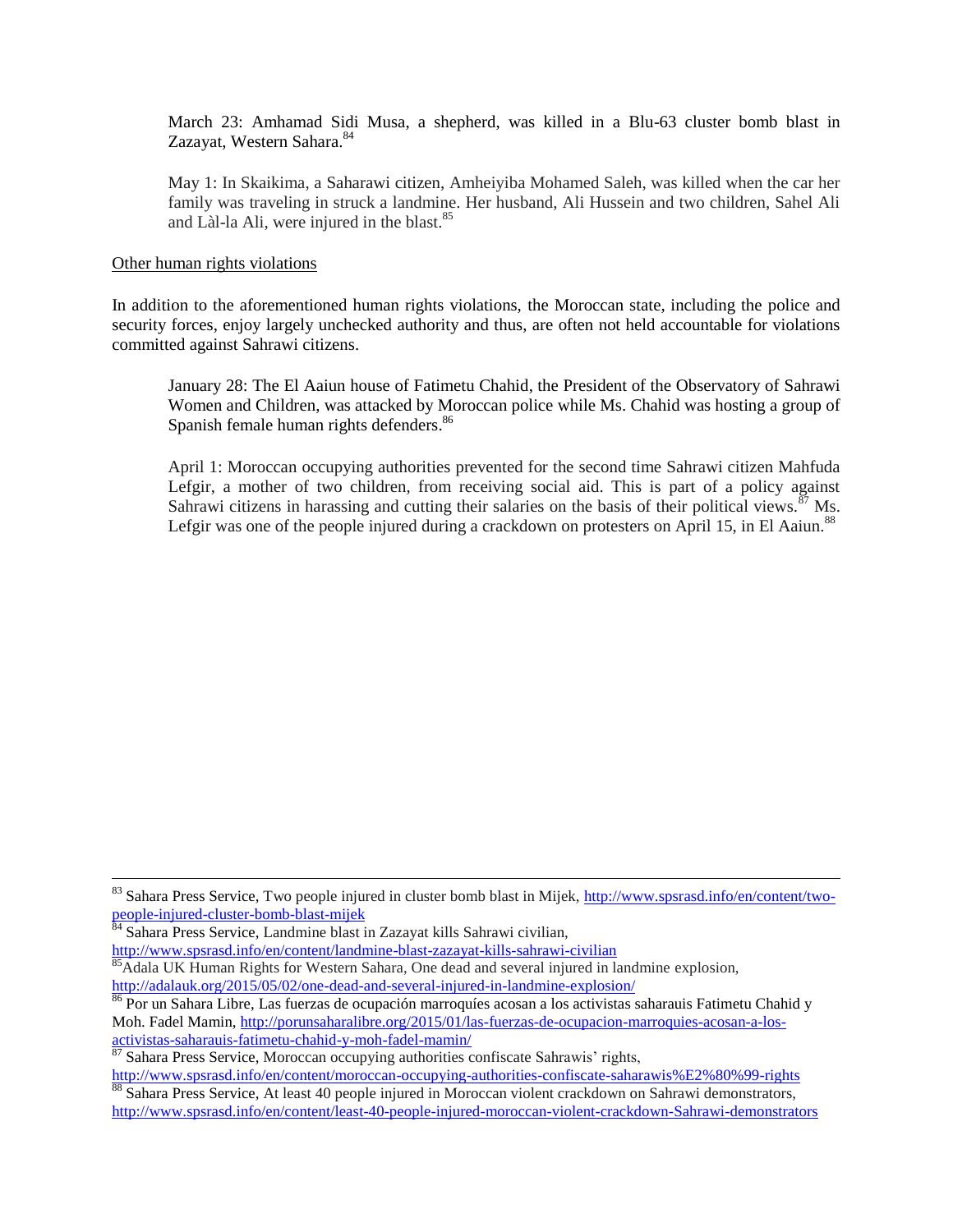March 23: Amhamad Sidi Musa, a shepherd, was killed in a Blu-63 cluster bomb blast in Zazayat, Western Sahara.[84]

May 1: In Skaikima, a Saharawi citizen, Amheiyiba Mohamed Saleh, was killed when the car her family was traveling in struck a landmine. Her husband, Ali Hussein and two children, Sahel Ali and Làl-la Ali, were injured in the blast.[85]

Other human rights violations

In addition to the aforementioned human rights violations, the Moroccan state, including the police and security forces, enjoy largely unchecked authority and thus, are often not held accountable for violations committed against Sahrawi citizens.

January 28: The El Aaiun house of Fatimetu Chahid, the President of the Observatory of Sahrawi Women and Children, was attacked by Moroccan police while Ms. Chahid was hosting a group of Spanish female human rights defenders.[86]

April 1: Moroccan occupying authorities prevented for the second time Sahrawi citizen Mahfuda Lefgir, a mother of two children, from receiving social aid. This is part of a policy against Sahrawi citizens in harassing and cutting their salaries on the basis of their political views.[87] Ms. Lefgir was one of the people injured during a crackdown on protesters on April 15, in El Aaiun.[88]

---

[83] Sahara Press Service, Two people injured in cluster bomb blast in Mijek, http://www.spsrasd.info/en/content/two-people-injured-cluster-bomb-blast-mijek

[84] Sahara Press Service, Landmine blast in Zazayat kills Sahrawi civilian, http://www.spsrasd.info/en/content/landmine-blast-zazayat-kills-sahrawi-civilian

[85] Adala UK Human Rights for Western Sahara, One dead and several injured in landmine explosion, http://adalauk.org/2015/05/02/one-dead-and-several-injured-in-landmine-explosion/

[86] Por un Sahara Libre, Las fuerzas de ocupación marroquíes acosan a los activistas saharauis Fatimetu Chahid y Moh. Fadel Mamin, http://porunsaharalibre.org/2015/01/las-fuerzas-de-ocupacion-marroquies-acosan-a-los-activistas-saharauis-fatimetu-chahid-y-moh-fadel-mamin/

[87] Sahara Press Service, Moroccan occupying authorities confiscate Sahrawis' rights, http://www.spsrasd.info/en/content/moroccan-occupying-authorities-confiscate-saharawis%E2%80%99-rights

[88] Sahara Press Service, At least 40 people injured in Moroccan violent crackdown on Sahrawi demonstrators, http://www.spsrasd.info/en/content/least-40-people-injured-moroccan-violent-crackdown-Sahrawi-demonstrators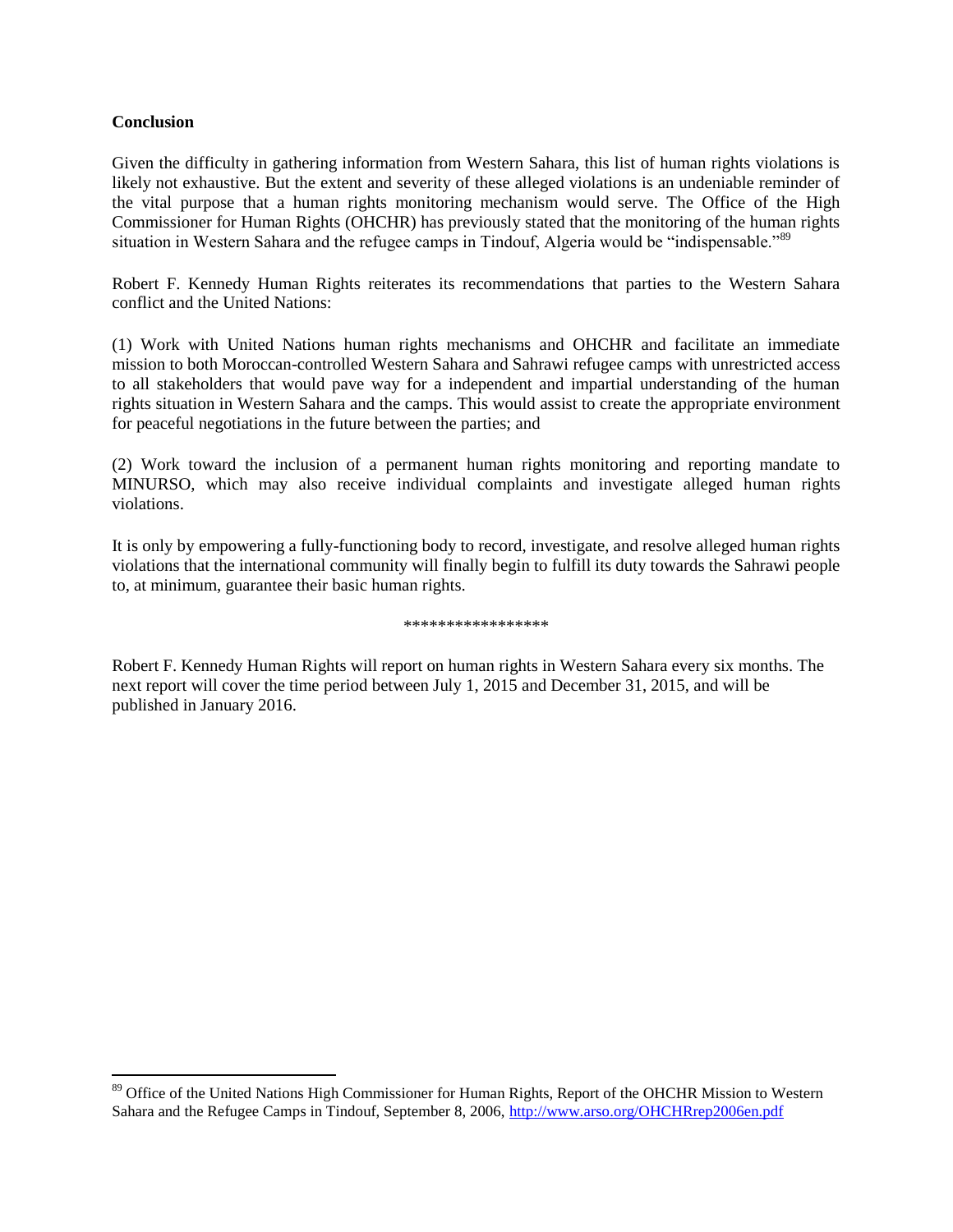## Conclusion

Given the difficulty in gathering information from Western Sahara, this list of human rights violations is likely not exhaustive. But the extent and severity of these alleged violations is an undeniable reminder of the vital purpose that a human rights monitoring mechanism would serve. The Office of the High Commissioner for Human Rights (OHCHR) has previously stated that the monitoring of the human rights situation in Western Sahara and the refugee camps in Tindouf, Algeria would be "indispensable."[89]

Robert F. Kennedy Human Rights reiterates its recommendations that parties to the Western Sahara conflict and the United Nations:

(1) Work with United Nations human rights mechanisms and OHCHR and facilitate an immediate mission to both Moroccan-controlled Western Sahara and Sahrawi refugee camps with unrestricted access to all stakeholders that would pave way for a independent and impartial understanding of the human rights situation in Western Sahara and the camps. This would assist to create the appropriate environment for peaceful negotiations in the future between the parties; and

(2) Work toward the inclusion of a permanent human rights monitoring and reporting mandate to MINURSO, which may also receive individual complaints and investigate alleged human rights violations.

It is only by empowering a fully-functioning body to record, investigate, and resolve alleged human rights violations that the international community will finally begin to fulfill its duty towards the Sahrawi people to, at minimum, guarantee their basic human rights.

*****************

Robert F. Kennedy Human Rights will report on human rights in Western Sahara every six months. The next report will cover the time period between July 1, 2015 and December 31, 2015, and will be published in January 2016.

---

[89] Office of the United Nations High Commissioner for Human Rights, Report of the OHCHR Mission to Western Sahara and the Refugee Camps in Tindouf, September 8, 2006, http://www.arso.org/OHCHRrep2006en.pdf